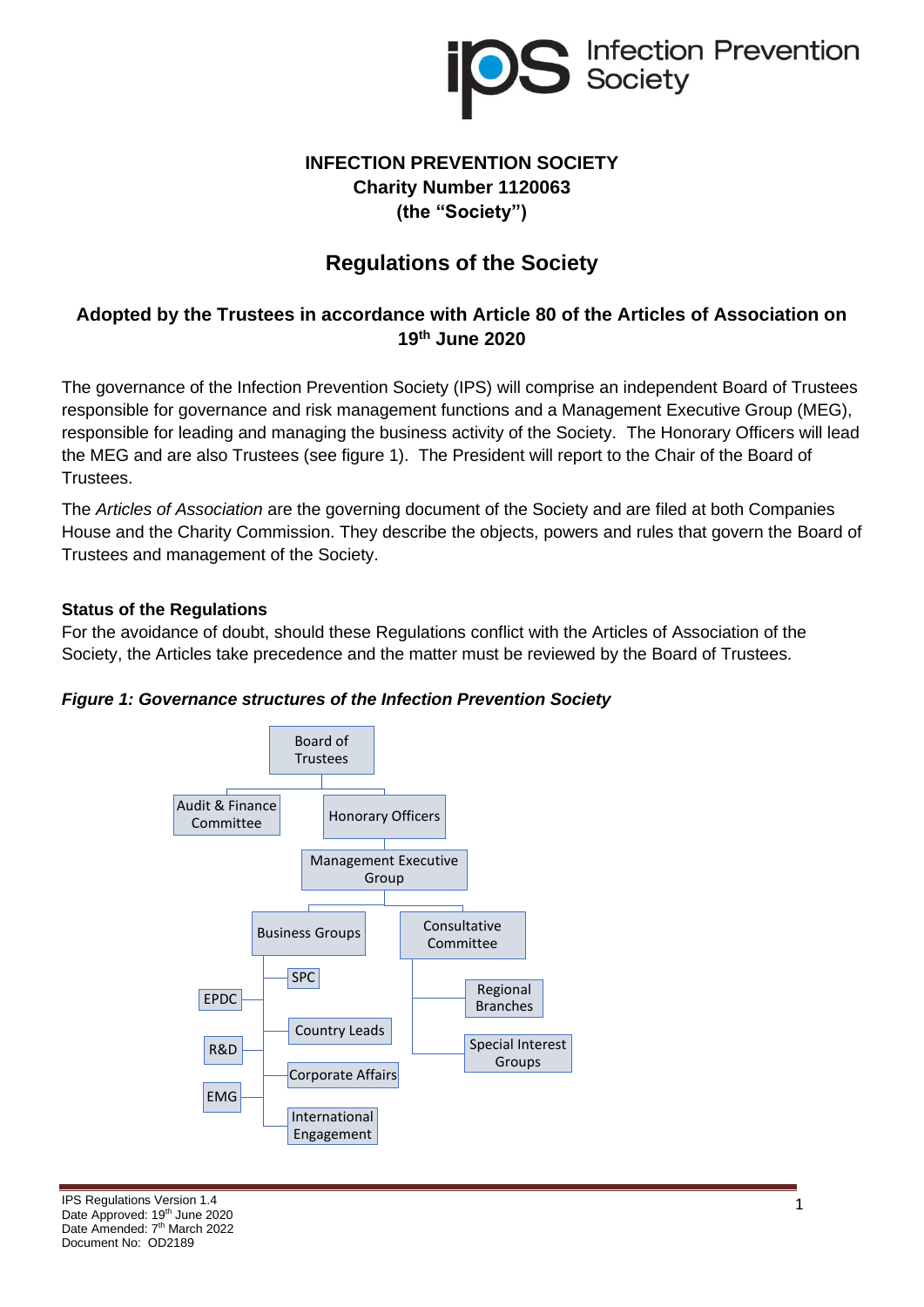# INFECTION PREVENTION SOCIETY
**Charity Number 1120063**
**(the "Society")**

## Regulations of the Society

### Adopted by the Trustees in accordance with Article 80 of the Articles of Association on 19th June 2020

The governance of the Infection Prevention Society (IPS) will comprise an independent Board of Trustees responsible for governance and risk management functions and a Management Executive Group (MEG), responsible for leading and managing the business activity of the Society. The Honorary Officers will lead the MEG and are also Trustees (see figure 1). The President will report to the Chair of the Board of Trustees.

The *Articles of Association* are the governing document of the Society and are filed at both Companies House and the Charity Commission. They describe the objects, powers and rules that govern the Board of Trustees and management of the Society.

**Status of the Regulations**
For the avoidance of doubt, should these Regulations conflict with the Articles of Association of the Society, the Articles take precedence and the matter must be reviewed by the Board of Trustees.

***Figure 1: Governance structures of the Infection Prevention Society***

- Board of Trustees
  - Audit & Finance Committee
  - Honorary Officers
    - Management Executive Group
      - Business Groups
        - EPDC
        - R&D
        - EMG
        - SPC
        - Country Leads
        - Corporate Affairs
        - International Engagement
      - Consultative Committee
        - Regional Branches
        - Special Interest Groups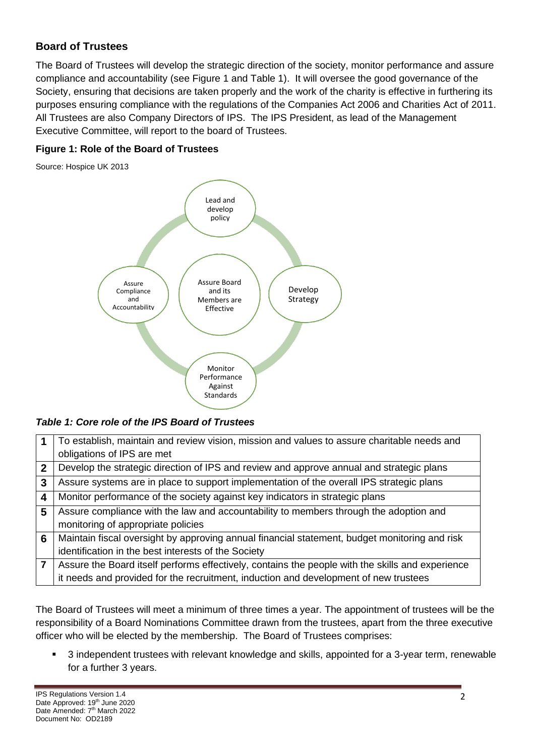## Board of Trustees

The Board of Trustees will develop the strategic direction of the society, monitor performance and assure compliance and accountability (see Figure 1 and Table 1). It will oversee the good governance of the Society, ensuring that decisions are taken properly and the work of the charity is effective in furthering its purposes ensuring compliance with the regulations of the Companies Act 2006 and Charities Act of 2011. All Trustees are also Company Directors of IPS. The IPS President, as lead of the Management Executive Committee, will report to the board of Trustees.

**Figure 1: Role of the Board of Trustees**

Source: Hospice UK 2013

Lead and develop policy

Develop Strategy

Monitor Performance Against Standards

Assure Compliance and Accountability

Assure Board and its Members are Effective

***Table 1: Core role of the IPS Board of Trustees***

| | |
|---|---|
| **1** | To establish, maintain and review vision, mission and values to assure charitable needs and obligations of IPS are met |
| **2** | Develop the strategic direction of IPS and review and approve annual and strategic plans |
| **3** | Assure systems are in place to support implementation of the overall IPS strategic plans |
| **4** | Monitor performance of the society against key indicators in strategic plans |
| **5** | Assure compliance with the law and accountability to members through the adoption and monitoring of appropriate policies |
| **6** | Maintain fiscal oversight by approving annual financial statement, budget monitoring and risk identification in the best interests of the Society |
| **7** | Assure the Board itself performs effectively, contains the people with the skills and experience it needs and provided for the recruitment, induction and development of new trustees |

The Board of Trustees will meet a minimum of three times a year. The appointment of trustees will be the responsibility of a Board Nominations Committee drawn from the trustees, apart from the three executive officer who will be elected by the membership. The Board of Trustees comprises:

- 3 independent trustees with relevant knowledge and skills, appointed for a 3-year term, renewable for a further 3 years.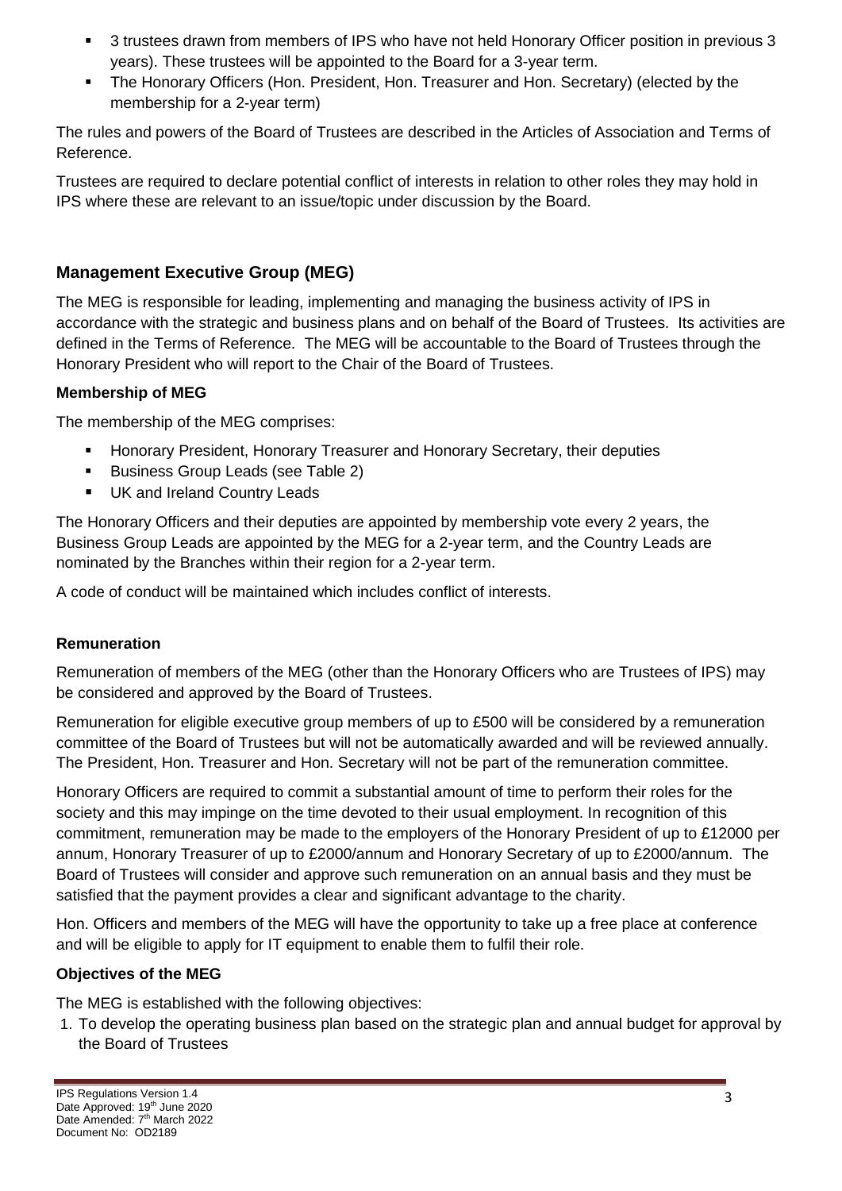- 3 trustees drawn from members of IPS who have not held Honorary Officer position in previous 3 years). These trustees will be appointed to the Board for a 3-year term.
- The Honorary Officers (Hon. President, Hon. Treasurer and Hon. Secretary) (elected by the membership for a 2-year term)

The rules and powers of the Board of Trustees are described in the Articles of Association and Terms of Reference.

Trustees are required to declare potential conflict of interests in relation to other roles they may hold in IPS where these are relevant to an issue/topic under discussion by the Board.

## Management Executive Group (MEG)

The MEG is responsible for leading, implementing and managing the business activity of IPS in accordance with the strategic and business plans and on behalf of the Board of Trustees. Its activities are defined in the Terms of Reference. The MEG will be accountable to the Board of Trustees through the Honorary President who will report to the Chair of the Board of Trustees.

### Membership of MEG

The membership of the MEG comprises:

- Honorary President, Honorary Treasurer and Honorary Secretary, their deputies
- Business Group Leads (see Table 2)
- UK and Ireland Country Leads

The Honorary Officers and their deputies are appointed by membership vote every 2 years, the Business Group Leads are appointed by the MEG for a 2-year term, and the Country Leads are nominated by the Branches within their region for a 2-year term.

A code of conduct will be maintained which includes conflict of interests.

### Remuneration

Remuneration of members of the MEG (other than the Honorary Officers who are Trustees of IPS) may be considered and approved by the Board of Trustees.

Remuneration for eligible executive group members of up to £500 will be considered by a remuneration committee of the Board of Trustees but will not be automatically awarded and will be reviewed annually. The President, Hon. Treasurer and Hon. Secretary will not be part of the remuneration committee.

Honorary Officers are required to commit a substantial amount of time to perform their roles for the society and this may impinge on the time devoted to their usual employment. In recognition of this commitment, remuneration may be made to the employers of the Honorary President of up to £12000 per annum, Honorary Treasurer of up to £2000/annum and Honorary Secretary of up to £2000/annum. The Board of Trustees will consider and approve such remuneration on an annual basis and they must be satisfied that the payment provides a clear and significant advantage to the charity.

Hon. Officers and members of the MEG will have the opportunity to take up a free place at conference and will be eligible to apply for IT equipment to enable them to fulfil their role.

### Objectives of the MEG

The MEG is established with the following objectives:

1. To develop the operating business plan based on the strategic plan and annual budget for approval by the Board of Trustees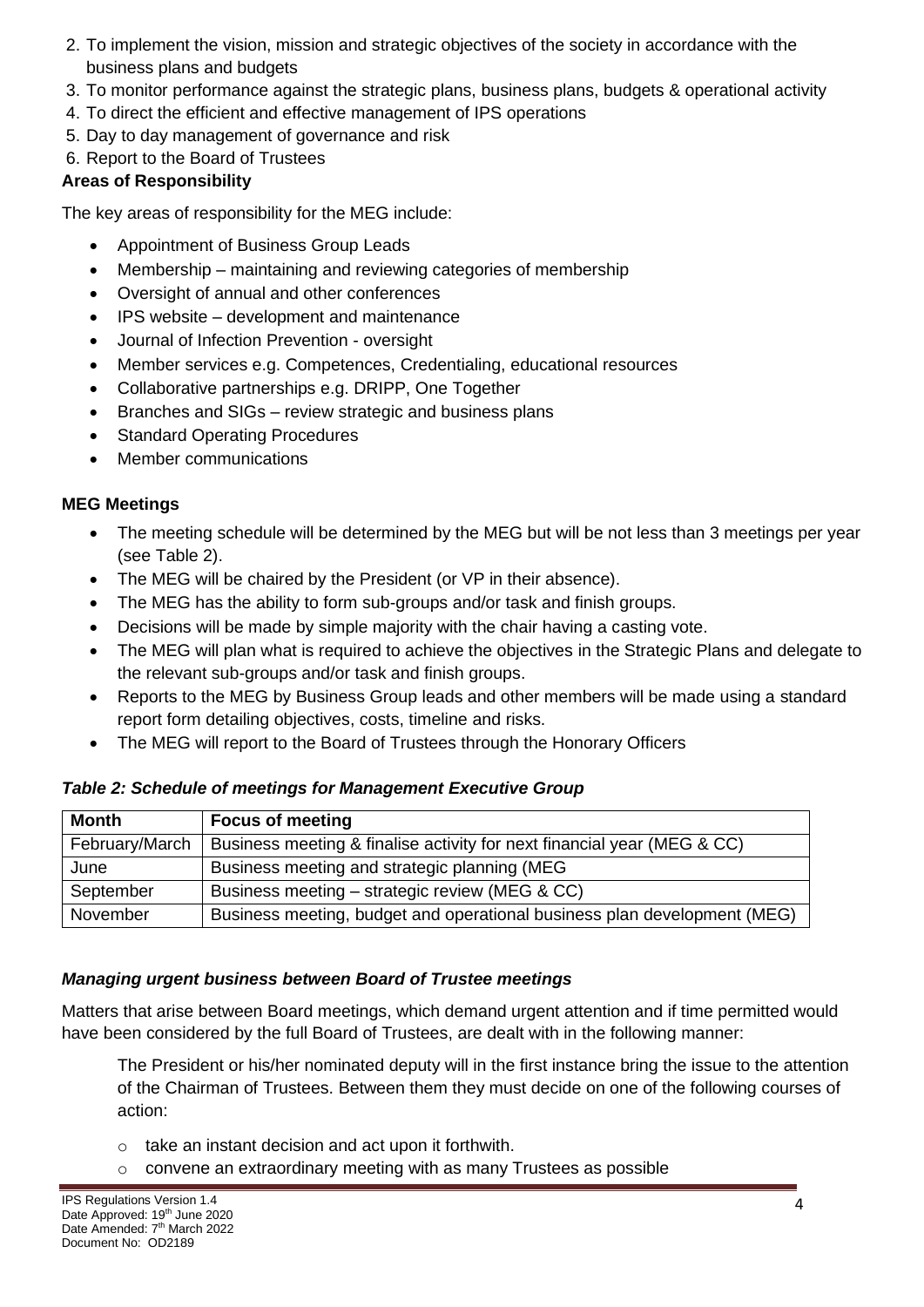2. To implement the vision, mission and strategic objectives of the society in accordance with the business plans and budgets
3. To monitor performance against the strategic plans, business plans, budgets & operational activity
4. To direct the efficient and effective management of IPS operations
5. Day to day management of governance and risk
6. Report to the Board of Trustees

**Areas of Responsibility**

The key areas of responsibility for the MEG include:

- Appointment of Business Group Leads
- Membership – maintaining and reviewing categories of membership
- Oversight of annual and other conferences
- IPS website – development and maintenance
- Journal of Infection Prevention - oversight
- Member services e.g. Competences, Credentialing, educational resources
- Collaborative partnerships e.g. DRIPP, One Together
- Branches and SIGs – review strategic and business plans
- Standard Operating Procedures
- Member communications

**MEG Meetings**

- The meeting schedule will be determined by the MEG but will be not less than 3 meetings per year (see Table 2).
- The MEG will be chaired by the President (or VP in their absence).
- The MEG has the ability to form sub-groups and/or task and finish groups.
- Decisions will be made by simple majority with the chair having a casting vote.
- The MEG will plan what is required to achieve the objectives in the Strategic Plans and delegate to the relevant sub-groups and/or task and finish groups.
- Reports to the MEG by Business Group leads and other members will be made using a standard report form detailing objectives, costs, timeline and risks.
- The MEG will report to the Board of Trustees through the Honorary Officers

***Table 2: Schedule of meetings for Management Executive Group***

| Month | Focus of meeting |
| --- | --- |
| February/March | Business meeting & finalise activity for next financial year (MEG & CC) |
| June | Business meeting and strategic planning (MEG |
| September | Business meeting – strategic review (MEG & CC) |
| November | Business meeting, budget and operational business plan development (MEG) |

***Managing urgent business between Board of Trustee meetings***

Matters that arise between Board meetings, which demand urgent attention and if time permitted would have been considered by the full Board of Trustees, are dealt with in the following manner:

The President or his/her nominated deputy will in the first instance bring the issue to the attention of the Chairman of Trustees. Between them they must decide on one of the following courses of action:

- take an instant decision and act upon it forthwith.
- convene an extraordinary meeting with as many Trustees as possible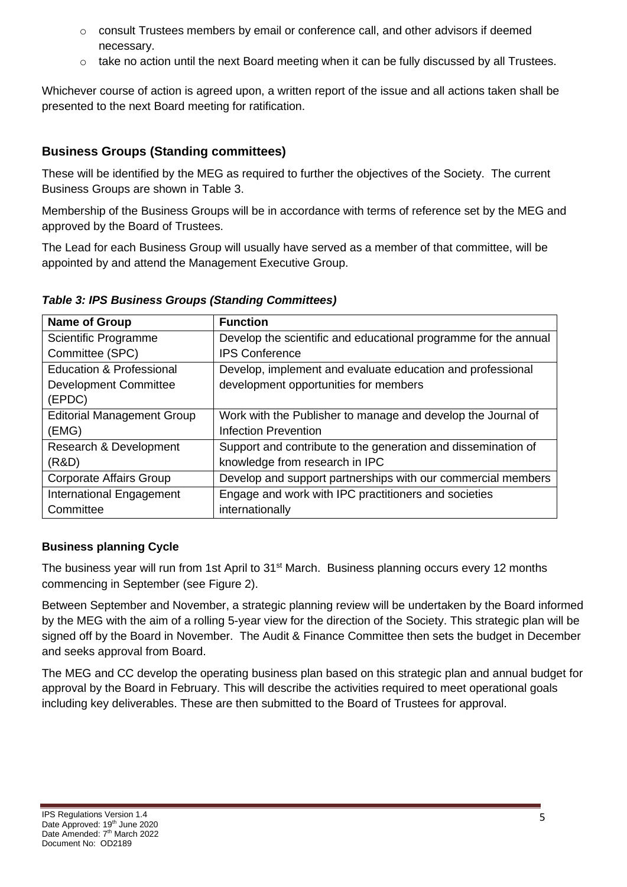- consult Trustees members by email or conference call, and other advisors if deemed necessary.
- take no action until the next Board meeting when it can be fully discussed by all Trustees.

Whichever course of action is agreed upon, a written report of the issue and all actions taken shall be presented to the next Board meeting for ratification.

## Business Groups (Standing committees)

These will be identified by the MEG as required to further the objectives of the Society. The current Business Groups are shown in Table 3.

Membership of the Business Groups will be in accordance with terms of reference set by the MEG and approved by the Board of Trustees.

The Lead for each Business Group will usually have served as a member of that committee, will be appointed by and attend the Management Executive Group.

***Table 3: IPS Business Groups (Standing Committees)***

| Name of Group | Function |
|---|---|
| Scientific Programme Committee (SPC) | Develop the scientific and educational programme for the annual IPS Conference |
| Education & Professional Development Committee (EPDC) | Develop, implement and evaluate education and professional development opportunities for members |
| Editorial Management Group (EMG) | Work with the Publisher to manage and develop the Journal of Infection Prevention |
| Research & Development (R&D) | Support and contribute to the generation and dissemination of knowledge from research in IPC |
| Corporate Affairs Group | Develop and support partnerships with our commercial members |
| International Engagement Committee | Engage and work with IPC practitioners and societies internationally |

### Business planning Cycle

The business year will run from 1st April to 31st March. Business planning occurs every 12 months commencing in September (see Figure 2).

Between September and November, a strategic planning review will be undertaken by the Board informed by the MEG with the aim of a rolling 5-year view for the direction of the Society. This strategic plan will be signed off by the Board in November. The Audit & Finance Committee then sets the budget in December and seeks approval from Board.

The MEG and CC develop the operating business plan based on this strategic plan and annual budget for approval by the Board in February. This will describe the activities required to meet operational goals including key deliverables. These are then submitted to the Board of Trustees for approval.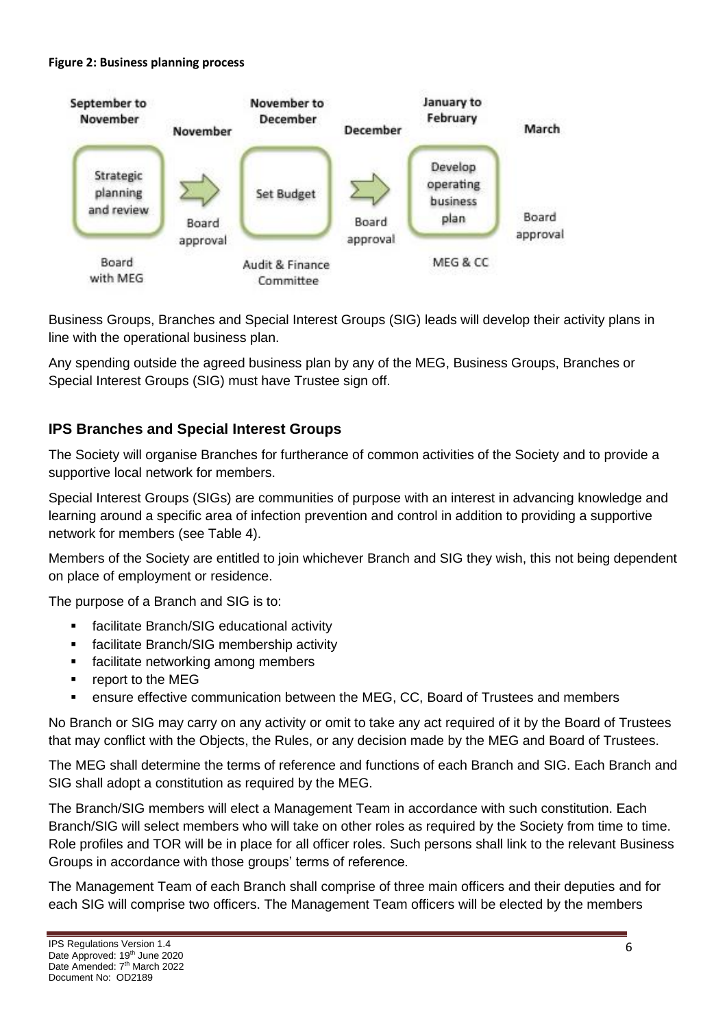**Figure 2: Business planning process**

| September to November | November | November to December | December | January to February | March |
|---|---|---|---|---|---|
| Strategic planning and review | Board approval | Set Budget | Board approval | Develop operating business plan | Board approval |
| Board with MEG | | Audit & Finance Committee | | MEG & CC | |

Business Groups, Branches and Special Interest Groups (SIG) leads will develop their activity plans in line with the operational business plan.

Any spending outside the agreed business plan by any of the MEG, Business Groups, Branches or Special Interest Groups (SIG) must have Trustee sign off.

## IPS Branches and Special Interest Groups

The Society will organise Branches for furtherance of common activities of the Society and to provide a supportive local network for members.

Special Interest Groups (SIGs) are communities of purpose with an interest in advancing knowledge and learning around a specific area of infection prevention and control in addition to providing a supportive network for members (see Table 4).

Members of the Society are entitled to join whichever Branch and SIG they wish, this not being dependent on place of employment or residence.

The purpose of a Branch and SIG is to:

- facilitate Branch/SIG educational activity
- facilitate Branch/SIG membership activity
- facilitate networking among members
- report to the MEG
- ensure effective communication between the MEG, CC, Board of Trustees and members

No Branch or SIG may carry on any activity or omit to take any act required of it by the Board of Trustees that may conflict with the Objects, the Rules, or any decision made by the MEG and Board of Trustees.

The MEG shall determine the terms of reference and functions of each Branch and SIG. Each Branch and SIG shall adopt a constitution as required by the MEG.

The Branch/SIG members will elect a Management Team in accordance with such constitution. Each Branch/SIG will select members who will take on other roles as required by the Society from time to time. Role profiles and TOR will be in place for all officer roles. Such persons shall link to the relevant Business Groups in accordance with those groups' terms of reference.

The Management Team of each Branch shall comprise of three main officers and their deputies and for each SIG will comprise two officers. The Management Team officers will be elected by the members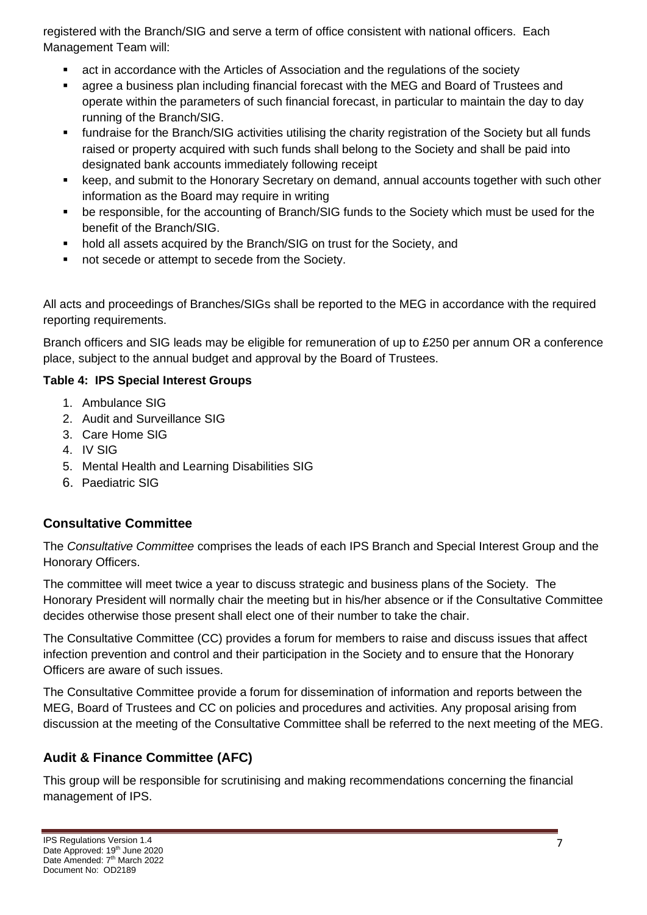registered with the Branch/SIG and serve a term of office consistent with national officers. Each Management Team will:

- act in accordance with the Articles of Association and the regulations of the society
- agree a business plan including financial forecast with the MEG and Board of Trustees and operate within the parameters of such financial forecast, in particular to maintain the day to day running of the Branch/SIG.
- fundraise for the Branch/SIG activities utilising the charity registration of the Society but all funds raised or property acquired with such funds shall belong to the Society and shall be paid into designated bank accounts immediately following receipt
- keep, and submit to the Honorary Secretary on demand, annual accounts together with such other information as the Board may require in writing
- be responsible, for the accounting of Branch/SIG funds to the Society which must be used for the benefit of the Branch/SIG.
- hold all assets acquired by the Branch/SIG on trust for the Society, and
- not secede or attempt to secede from the Society.

All acts and proceedings of Branches/SIGs shall be reported to the MEG in accordance with the required reporting requirements.

Branch officers and SIG leads may be eligible for remuneration of up to £250 per annum OR a conference place, subject to the annual budget and approval by the Board of Trustees.

**Table 4: IPS Special Interest Groups**

1. Ambulance SIG
2. Audit and Surveillance SIG
3. Care Home SIG
4. IV SIG
5. Mental Health and Learning Disabilities SIG
6. Paediatric SIG

## Consultative Committee

The *Consultative Committee* comprises the leads of each IPS Branch and Special Interest Group and the Honorary Officers.

The committee will meet twice a year to discuss strategic and business plans of the Society. The Honorary President will normally chair the meeting but in his/her absence or if the Consultative Committee decides otherwise those present shall elect one of their number to take the chair.

The Consultative Committee (CC) provides a forum for members to raise and discuss issues that affect infection prevention and control and their participation in the Society and to ensure that the Honorary Officers are aware of such issues.

The Consultative Committee provide a forum for dissemination of information and reports between the MEG, Board of Trustees and CC on policies and procedures and activities. Any proposal arising from discussion at the meeting of the Consultative Committee shall be referred to the next meeting of the MEG.

## Audit & Finance Committee (AFC)

This group will be responsible for scrutinising and making recommendations concerning the financial management of IPS.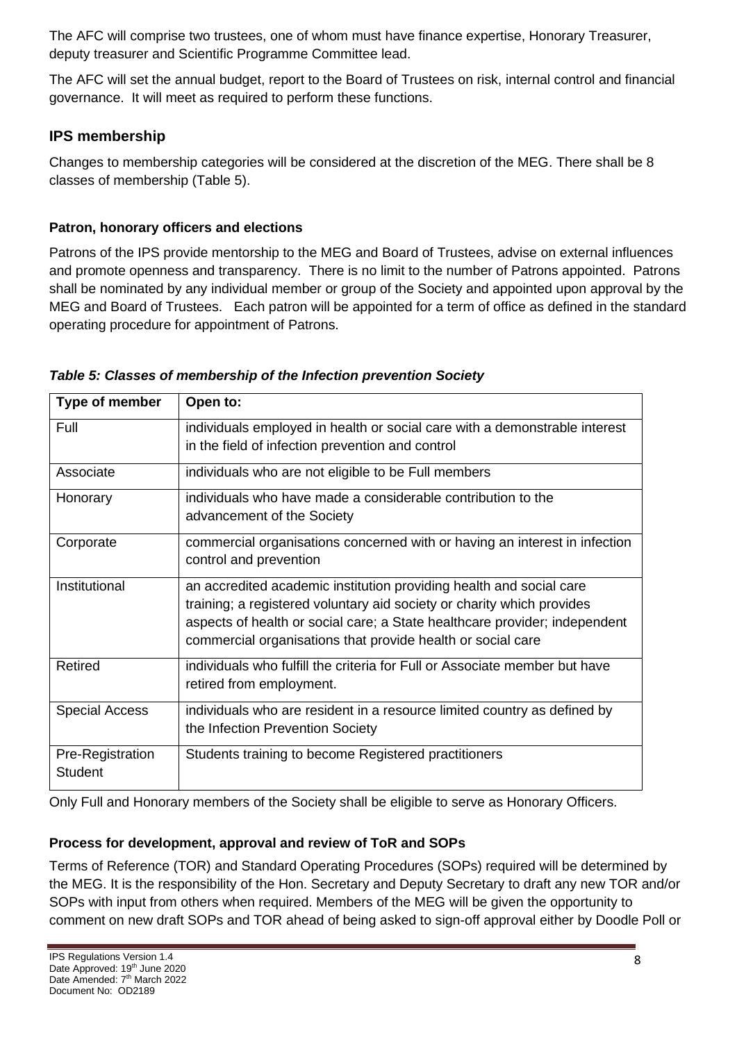The AFC will comprise two trustees, one of whom must have finance expertise, Honorary Treasurer, deputy treasurer and Scientific Programme Committee lead.

The AFC will set the annual budget, report to the Board of Trustees on risk, internal control and financial governance. It will meet as required to perform these functions.

## IPS membership

Changes to membership categories will be considered at the discretion of the MEG. There shall be 8 classes of membership (Table 5).

### Patron, honorary officers and elections

Patrons of the IPS provide mentorship to the MEG and Board of Trustees, advise on external influences and promote openness and transparency. There is no limit to the number of Patrons appointed. Patrons shall be nominated by any individual member or group of the Society and appointed upon approval by the MEG and Board of Trustees. Each patron will be appointed for a term of office as defined in the standard operating procedure for appointment of Patrons.

***Table 5: Classes of membership of the Infection prevention Society***

| Type of member | Open to: |
|---|---|
| Full | individuals employed in health or social care with a demonstrable interest in the field of infection prevention and control |
| Associate | individuals who are not eligible to be Full members |
| Honorary | individuals who have made a considerable contribution to the advancement of the Society |
| Corporate | commercial organisations concerned with or having an interest in infection control and prevention |
| Institutional | an accredited academic institution providing health and social care training; a registered voluntary aid society or charity which provides aspects of health or social care; a State healthcare provider; independent commercial organisations that provide health or social care |
| Retired | individuals who fulfill the criteria for Full or Associate member but have retired from employment. |
| Special Access | individuals who are resident in a resource limited country as defined by the Infection Prevention Society |
| Pre-Registration Student | Students training to become Registered practitioners |

Only Full and Honorary members of the Society shall be eligible to serve as Honorary Officers.

### Process for development, approval and review of ToR and SOPs

Terms of Reference (TOR) and Standard Operating Procedures (SOPs) required will be determined by the MEG. It is the responsibility of the Hon. Secretary and Deputy Secretary to draft any new TOR and/or SOPs with input from others when required. Members of the MEG will be given the opportunity to comment on new draft SOPs and TOR ahead of being asked to sign-off approval either by Doodle Poll or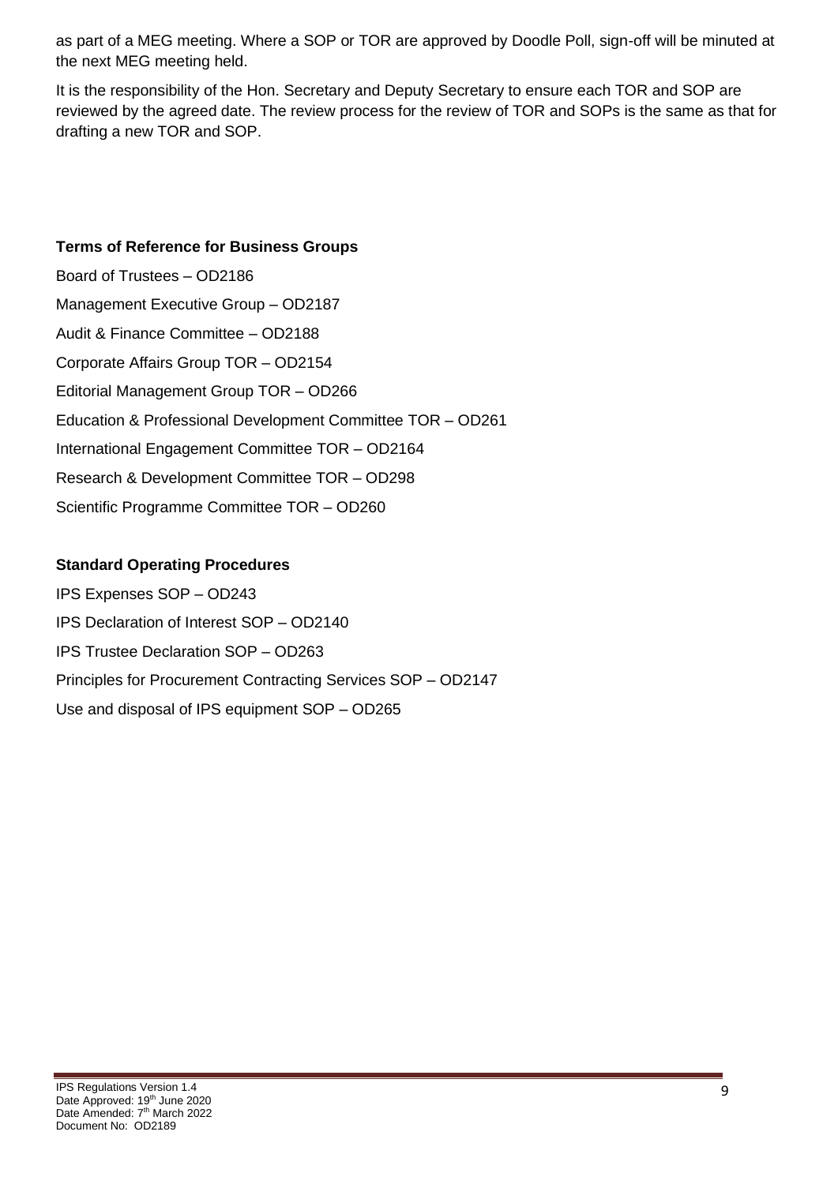as part of a MEG meeting. Where a SOP or TOR are approved by Doodle Poll, sign-off will be minuted at the next MEG meeting held.

It is the responsibility of the Hon. Secretary and Deputy Secretary to ensure each TOR and SOP are reviewed by the agreed date. The review process for the review of TOR and SOPs is the same as that for drafting a new TOR and SOP.

**Terms of Reference for Business Groups**

Board of Trustees – OD2186

Management Executive Group – OD2187

Audit & Finance Committee – OD2188

Corporate Affairs Group TOR – OD2154

Editorial Management Group TOR – OD266

Education & Professional Development Committee TOR – OD261

International Engagement Committee TOR – OD2164

Research & Development Committee TOR – OD298

Scientific Programme Committee TOR – OD260

**Standard Operating Procedures**

IPS Expenses SOP – OD243

IPS Declaration of Interest SOP – OD2140

IPS Trustee Declaration SOP – OD263

Principles for Procurement Contracting Services SOP – OD2147

Use and disposal of IPS equipment SOP – OD265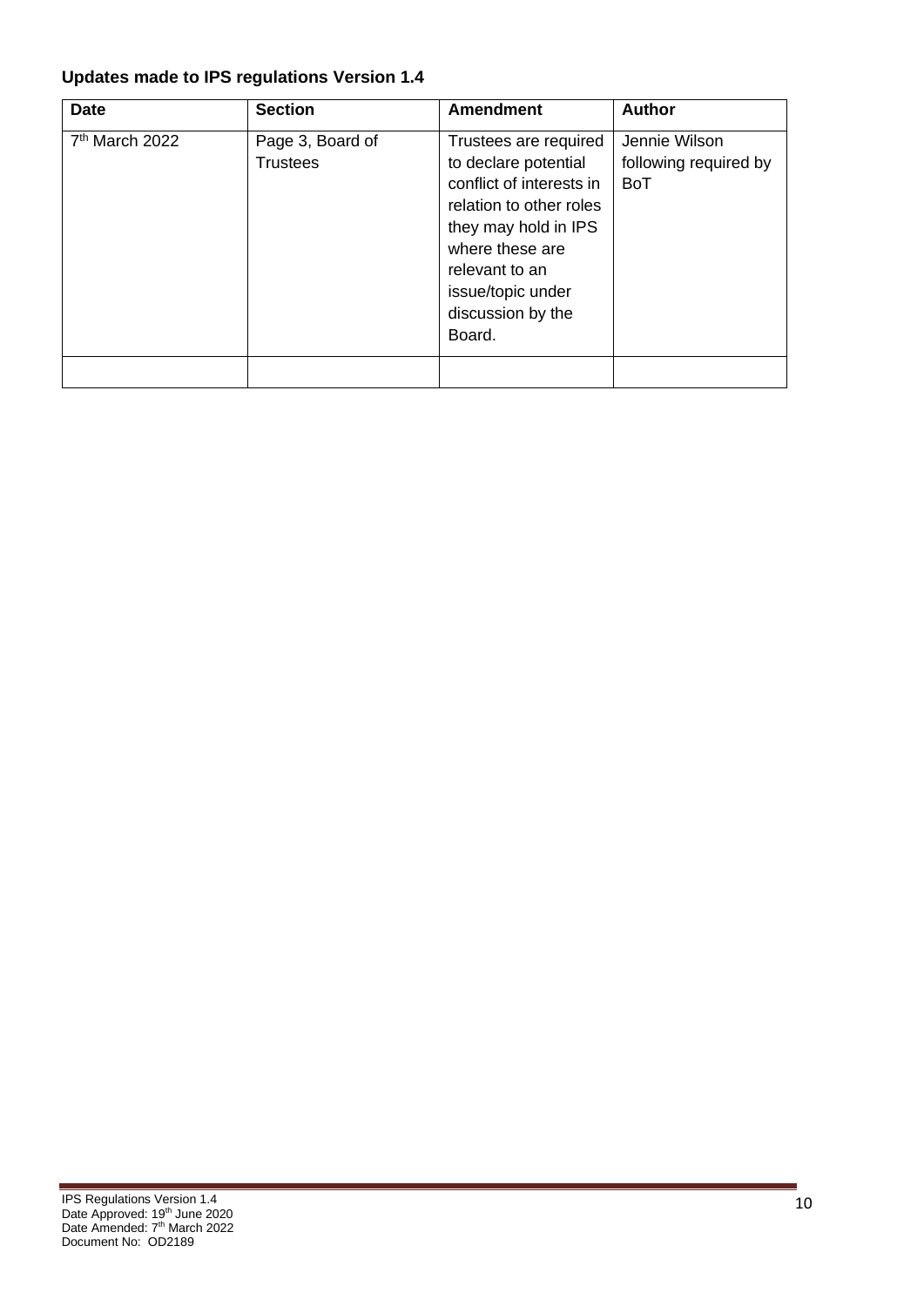**Updates made to IPS regulations Version 1.4**

| Date | Section | Amendment | Author |
| --- | --- | --- | --- |
| 7th March 2022 | Page 3, Board of Trustees | Trustees are required to declare potential conflict of interests in relation to other roles they may hold in IPS where these are relevant to an issue/topic under discussion by the Board. | Jennie Wilson following required by BoT |
| | | | |